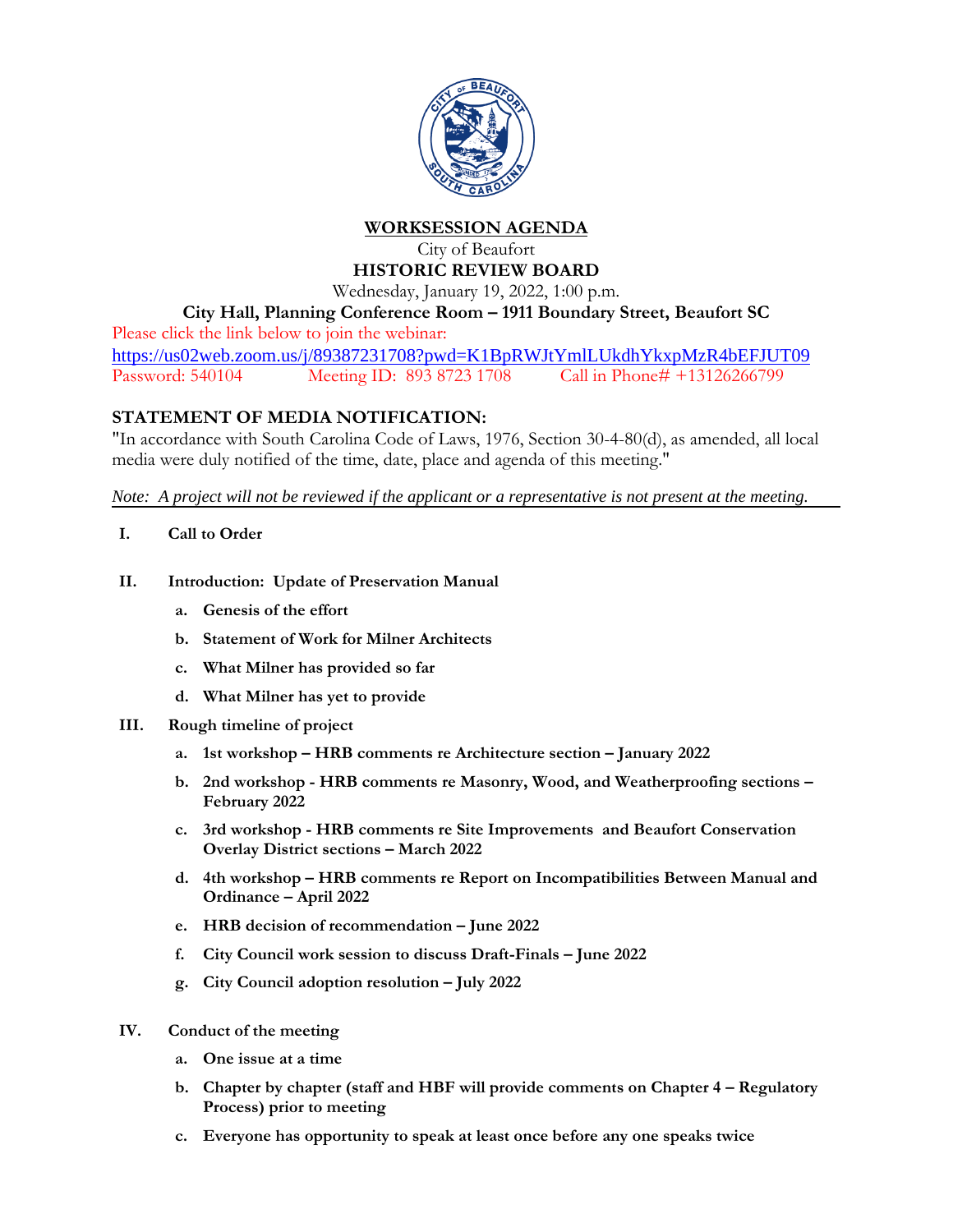# WORKSESSION AGENDA

City of Beaufort

## HISTORIC REVIEW BOARD

Wednesday, January 19, 2022, 1:00 p.m.

**City Hall, Planning Conference Room – 1911 Boundary Street, Beaufort SC**

Please click the link below to join the webinar:

https://us02web.zoom.us/j/89387231708?pwd=K1BpRWJtYmlLUkdhYkxpMzR4bEFJUT09

Password: 540104 Meeting ID: 893 8723 1708 Call in Phone# +13126266799

## STATEMENT OF MEDIA NOTIFICATION:

"In accordance with South Carolina Code of Laws, 1976, Section 30-4-80(d), as amended, all local media were duly notified of the time, date, place and agenda of this meeting."

*Note: A project will not be reviewed if the applicant or a representative is not present at the meeting.*

**I. Call to Order**

**II. Introduction: Update of Preservation Manual**

- **a. Genesis of the effort**
- **b. Statement of Work for Milner Architects**
- **c. What Milner has provided so far**
- **d. What Milner has yet to provide**

**III. Rough timeline of project**

- **a. 1st workshop – HRB comments re Architecture section – January 2022**
- **b. 2nd workshop - HRB comments re Masonry, Wood, and Weatherproofing sections – February 2022**
- **c. 3rd workshop - HRB comments re Site Improvements and Beaufort Conservation Overlay District sections – March 2022**
- **d. 4th workshop – HRB comments re Report on Incompatibilities Between Manual and Ordinance – April 2022**
- **e. HRB decision of recommendation – June 2022**
- **f. City Council work session to discuss Draft-Finals – June 2022**
- **g. City Council adoption resolution – July 2022**

**IV. Conduct of the meeting**

- **a. One issue at a time**
- **b. Chapter by chapter (staff and HBF will provide comments on Chapter 4 – Regulatory Process) prior to meeting**
- **c. Everyone has opportunity to speak at least once before any one speaks twice**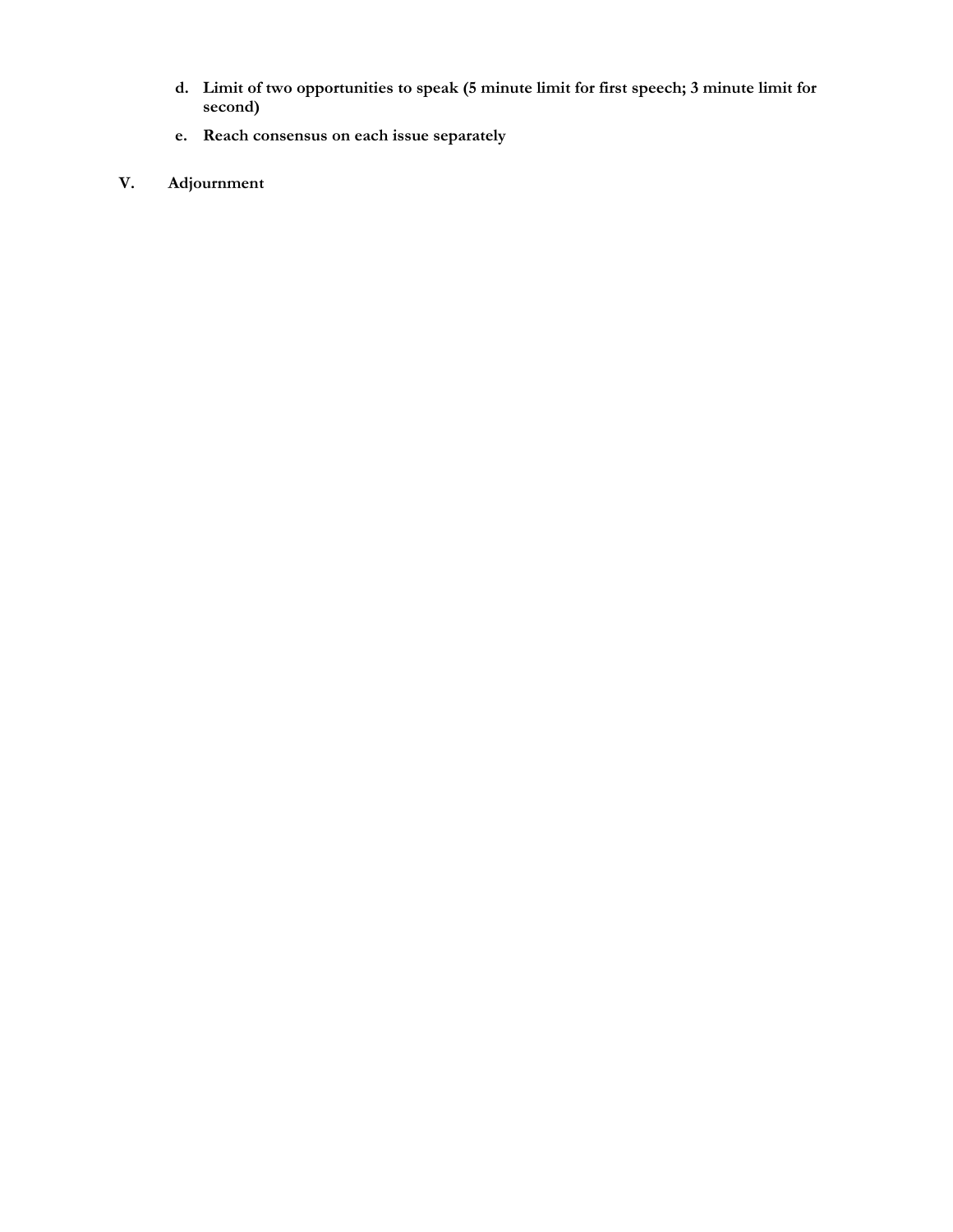d. **Limit of two opportunities to speak (5 minute limit for first speech; 3 minute limit for second)**

e. **Reach consensus on each issue separately**

**V. Adjournment**